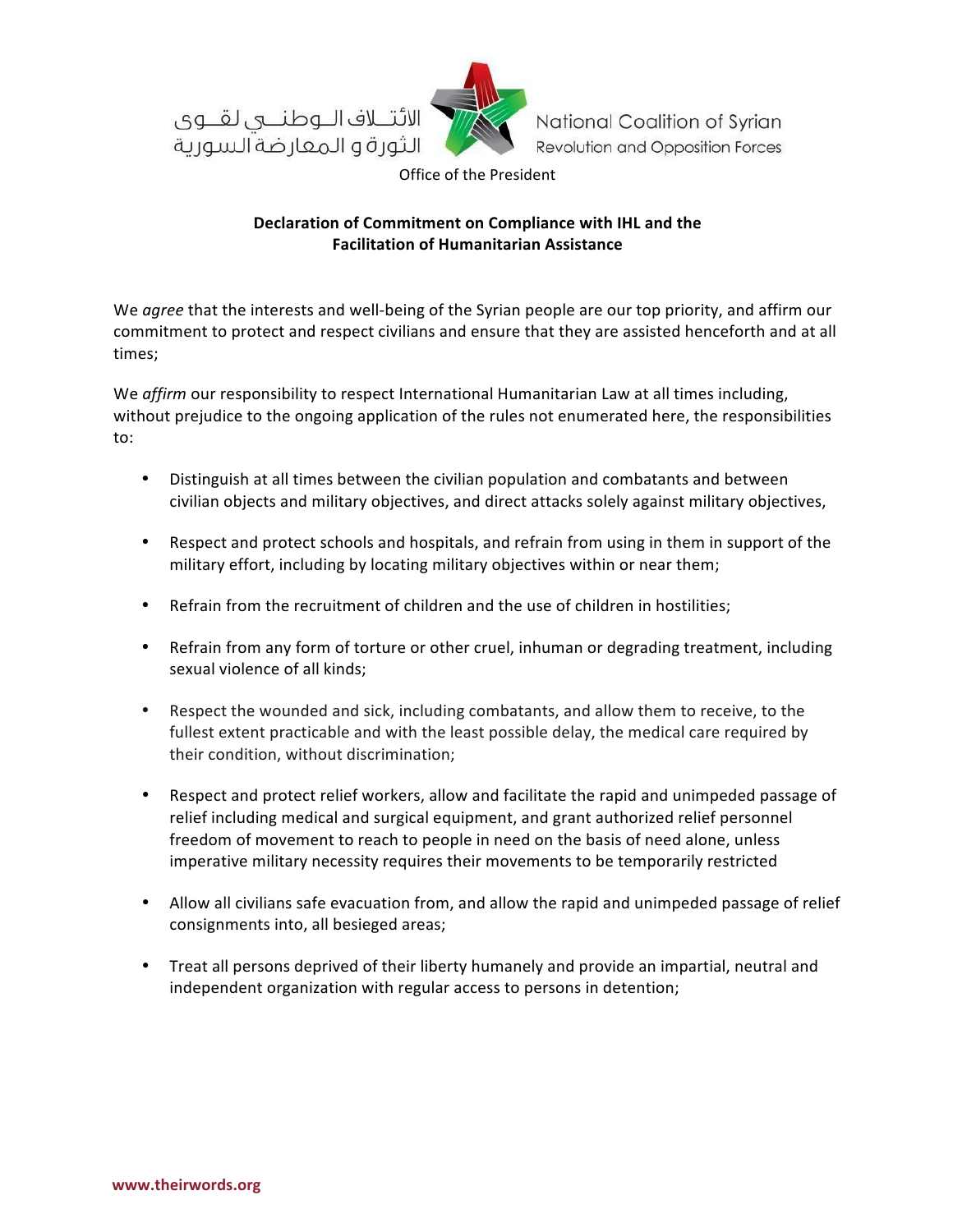الائتلاف الوطني لقوى الثورة و المعارضة السورية

National Coalition of Syrian Revolution and Opposition Forces

Office of the President

**Declaration of Commitment on Compliance with IHL and the Facilitation of Humanitarian Assistance**

We *agree* that the interests and well-being of the Syrian people are our top priority, and affirm our commitment to protect and respect civilians and ensure that they are assisted henceforth and at all times;

We *affirm* our responsibility to respect International Humanitarian Law at all times including, without prejudice to the ongoing application of the rules not enumerated here, the responsibilities to:

- Distinguish at all times between the civilian population and combatants and between civilian objects and military objectives, and direct attacks solely against military objectives,
- Respect and protect schools and hospitals, and refrain from using in them in support of the military effort, including by locating military objectives within or near them;
- Refrain from the recruitment of children and the use of children in hostilities;
- Refrain from any form of torture or other cruel, inhuman or degrading treatment, including sexual violence of all kinds;
- Respect the wounded and sick, including combatants, and allow them to receive, to the fullest extent practicable and with the least possible delay, the medical care required by their condition, without discrimination;
- Respect and protect relief workers, allow and facilitate the rapid and unimpeded passage of relief including medical and surgical equipment, and grant authorized relief personnel freedom of movement to reach to people in need on the basis of need alone, unless imperative military necessity requires their movements to be temporarily restricted
- Allow all civilians safe evacuation from, and allow the rapid and unimpeded passage of relief consignments into, all besieged areas;
- Treat all persons deprived of their liberty humanely and provide an impartial, neutral and independent organization with regular access to persons in detention;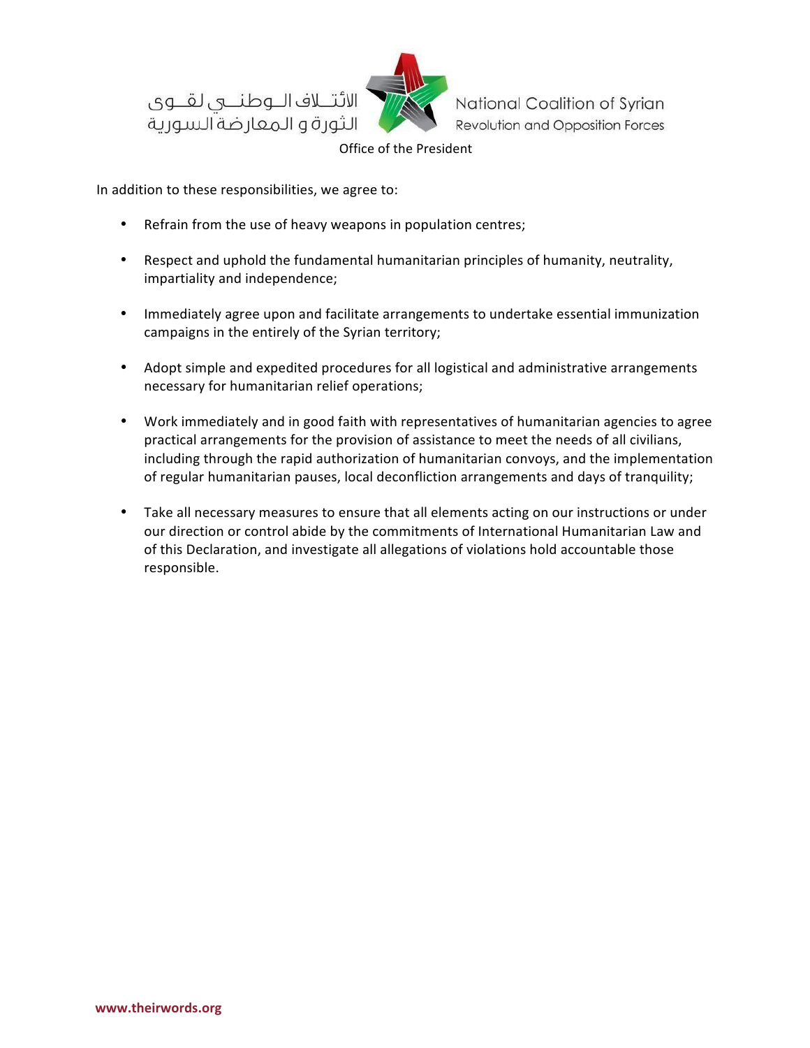In addition to these responsibilities, we agree to:

- Refrain from the use of heavy weapons in population centres;
- Respect and uphold the fundamental humanitarian principles of humanity, neutrality, impartiality and independence;
- Immediately agree upon and facilitate arrangements to undertake essential immunization campaigns in the entirely of the Syrian territory;
- Adopt simple and expedited procedures for all logistical and administrative arrangements necessary for humanitarian relief operations;
- Work immediately and in good faith with representatives of humanitarian agencies to agree practical arrangements for the provision of assistance to meet the needs of all civilians, including through the rapid authorization of humanitarian convoys, and the implementation of regular humanitarian pauses, local deconfliction arrangements and days of tranquility;
- Take all necessary measures to ensure that all elements acting on our instructions or under our direction or control abide by the commitments of International Humanitarian Law and of this Declaration, and investigate all allegations of violations hold accountable those responsible.